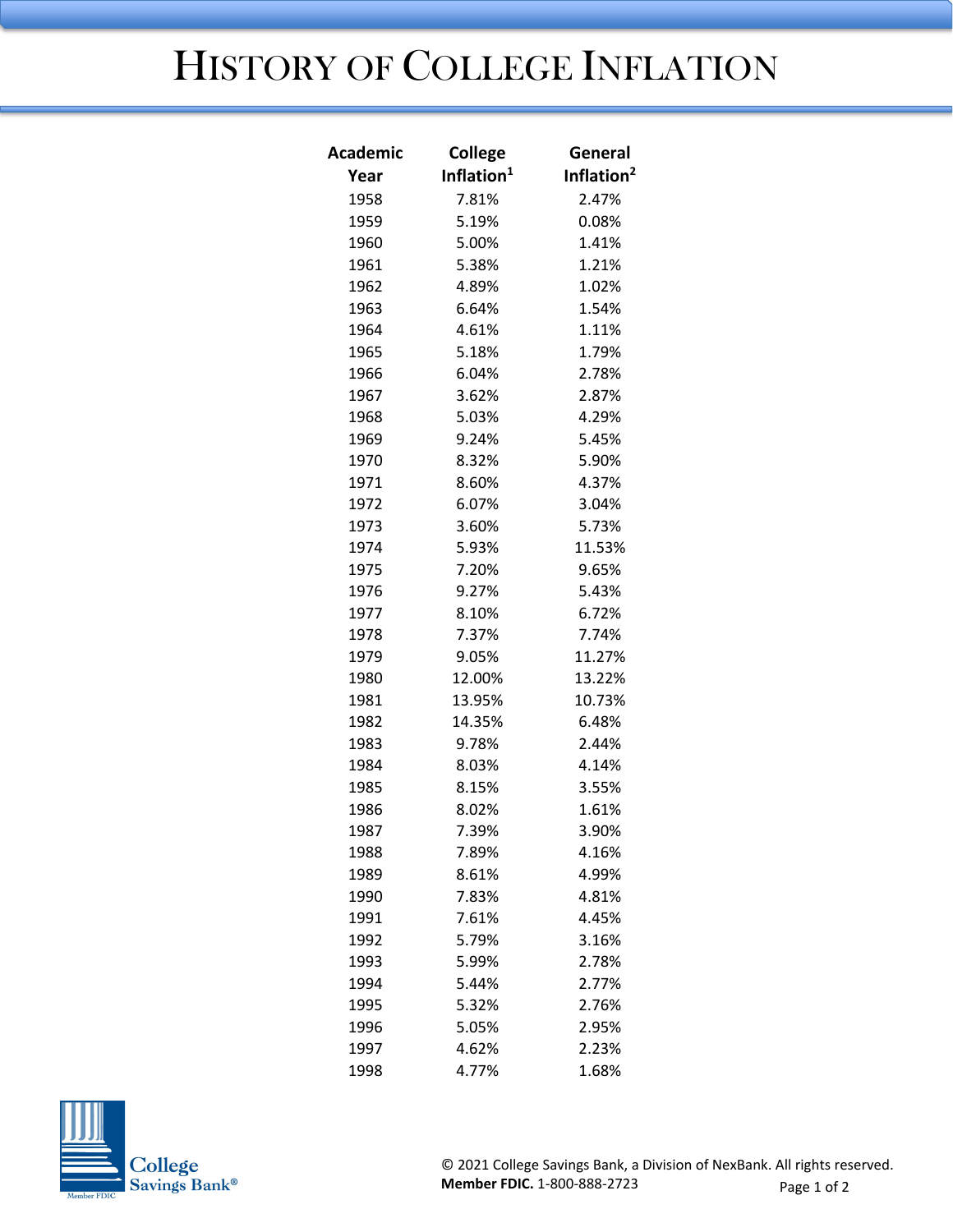# HISTORY OF COLLEGE INFLATION

| Academic Year | College Inflation[1] | General Inflation[2] |
|---|---|---|
| 1958 | 7.81% | 2.47% |
| 1959 | 5.19% | 0.08% |
| 1960 | 5.00% | 1.41% |
| 1961 | 5.38% | 1.21% |
| 1962 | 4.89% | 1.02% |
| 1963 | 6.64% | 1.54% |
| 1964 | 4.61% | 1.11% |
| 1965 | 5.18% | 1.79% |
| 1966 | 6.04% | 2.78% |
| 1967 | 3.62% | 2.87% |
| 1968 | 5.03% | 4.29% |
| 1969 | 9.24% | 5.45% |
| 1970 | 8.32% | 5.90% |
| 1971 | 8.60% | 4.37% |
| 1972 | 6.07% | 3.04% |
| 1973 | 3.60% | 5.73% |
| 1974 | 5.93% | 11.53% |
| 1975 | 7.20% | 9.65% |
| 1976 | 9.27% | 5.43% |
| 1977 | 8.10% | 6.72% |
| 1978 | 7.37% | 7.74% |
| 1979 | 9.05% | 11.27% |
| 1980 | 12.00% | 13.22% |
| 1981 | 13.95% | 10.73% |
| 1982 | 14.35% | 6.48% |
| 1983 | 9.78% | 2.44% |
| 1984 | 8.03% | 4.14% |
| 1985 | 8.15% | 3.55% |
| 1986 | 8.02% | 1.61% |
| 1987 | 7.39% | 3.90% |
| 1988 | 7.89% | 4.16% |
| 1989 | 8.61% | 4.99% |
| 1990 | 7.83% | 4.81% |
| 1991 | 7.61% | 4.45% |
| 1992 | 5.79% | 3.16% |
| 1993 | 5.99% | 2.78% |
| 1994 | 5.44% | 2.77% |
| 1995 | 5.32% | 2.76% |
| 1996 | 5.05% | 2.95% |
| 1997 | 4.62% | 2.23% |
| 1998 | 4.77% | 1.68% |

College Savings Bank® Member FDIC

© 2021 College Savings Bank, a Division of NexBank. All rights reserved.
**Member FDIC.** 1-800-888-2723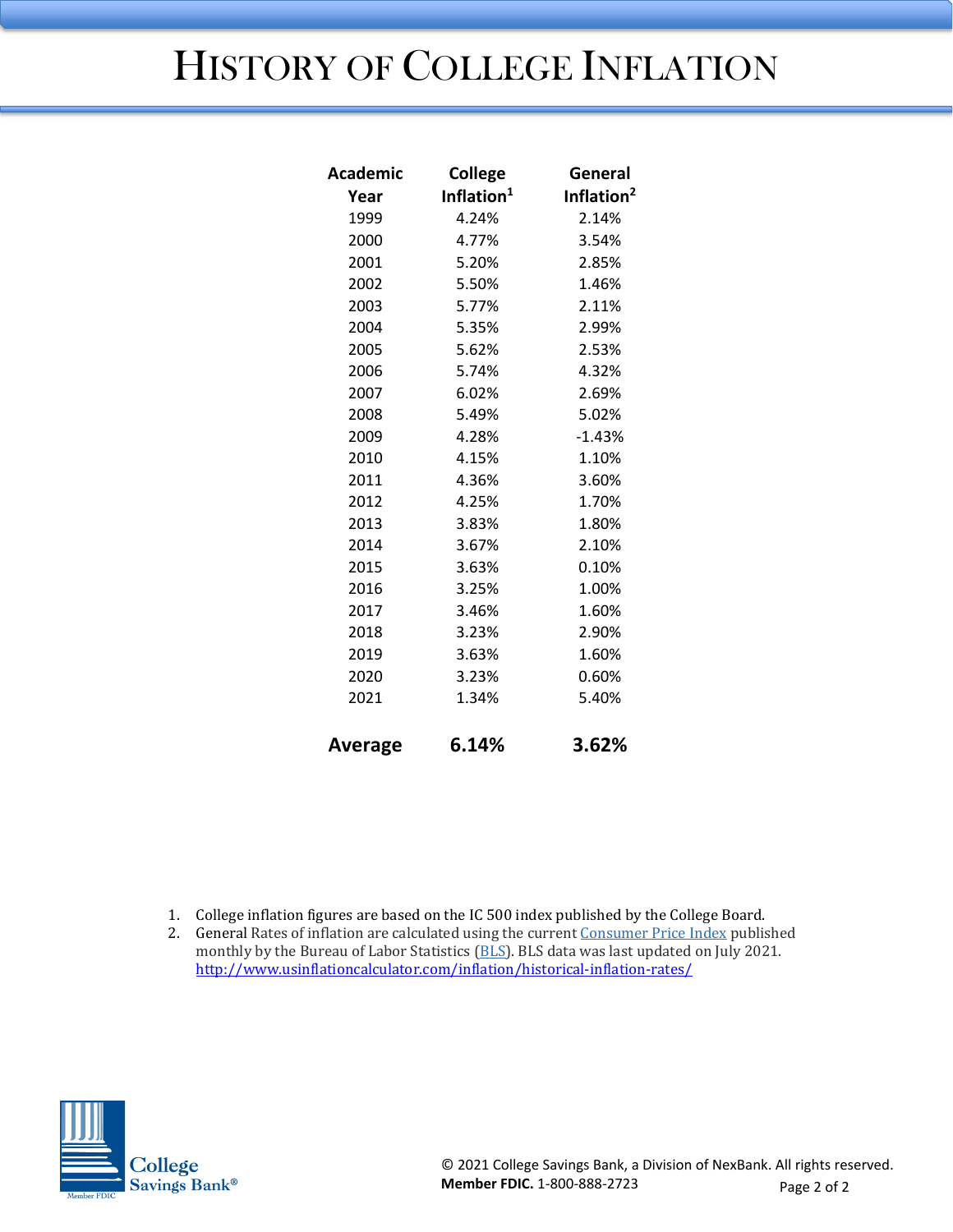# History of College Inflation

| Academic Year | College Inflation[1] | General Inflation[2] |
|---|---|---|
| 1999 | 4.24% | 2.14% |
| 2000 | 4.77% | 3.54% |
| 2001 | 5.20% | 2.85% |
| 2002 | 5.50% | 1.46% |
| 2003 | 5.77% | 2.11% |
| 2004 | 5.35% | 2.99% |
| 2005 | 5.62% | 2.53% |
| 2006 | 5.74% | 4.32% |
| 2007 | 6.02% | 2.69% |
| 2008 | 5.49% | 5.02% |
| 2009 | 4.28% | -1.43% |
| 2010 | 4.15% | 1.10% |
| 2011 | 4.36% | 3.60% |
| 2012 | 4.25% | 1.70% |
| 2013 | 3.83% | 1.80% |
| 2014 | 3.67% | 2.10% |
| 2015 | 3.63% | 0.10% |
| 2016 | 3.25% | 1.00% |
| 2017 | 3.46% | 1.60% |
| 2018 | 3.23% | 2.90% |
| 2019 | 3.63% | 1.60% |
| 2020 | 3.23% | 0.60% |
| 2021 | 1.34% | 5.40% |
| **Average** | **6.14%** | **3.62%** |

1. College inflation figures are based on the IC 500 index published by the College Board.
2. General Rates of inflation are calculated using the current Consumer Price Index published monthly by the Bureau of Labor Statistics (BLS). BLS data was last updated on July 2021. http://www.usinflationcalculator.com/inflation/historical-inflation-rates/

College Savings Bank®
Member FDIC

© 2021 College Savings Bank, a Division of NexBank. All rights reserved.
**Member FDIC.** 1-800-888-2723